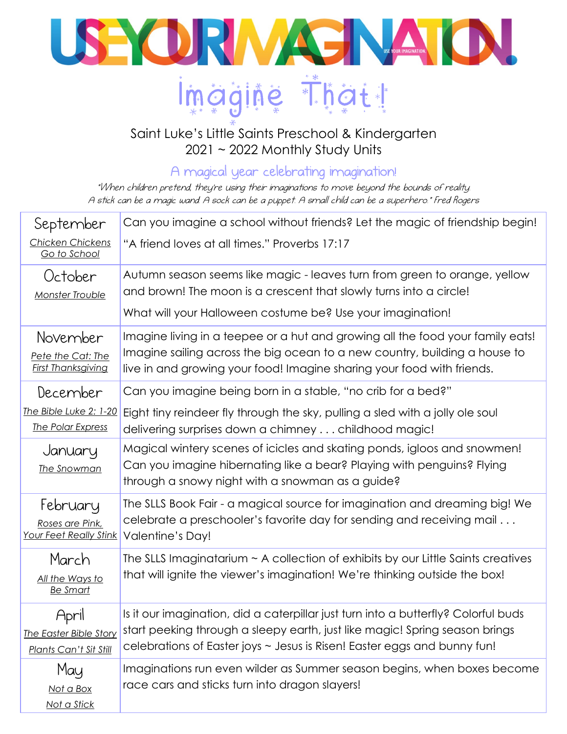# USE YOUR IMAGINATION.

# Imagine That!

Saint Luke's Little Saints Preschool & Kindergarten
2021 ~ 2022 Monthly Study Units

## A magical year celebrating imagination!

*"When children pretend, they're using their imaginations to move beyond the bounds of reality. A stick can be a magic wand. A sock can be a puppet. A small child can be a superhero." Fred Rogers*

| Month | Description |
|---|---|
| September<br>*Chicken Chickens Go to School* | Can you imagine a school without friends? Let the magic of friendship begin!<br>"A friend loves at all times." Proverbs 17:17 |
| October<br>*Monster Trouble* | Autumn season seems like magic - leaves turn from green to orange, yellow and brown! The moon is a crescent that slowly turns into a circle!<br>What will your Halloween costume be? Use your imagination! |
| November<br>*Pete the Cat: The First Thanksgiving* | Imagine living in a teepee or a hut and growing all the food your family eats! Imagine sailing across the big ocean to a new country, building a house to live in and growing your food! Imagine sharing your food with friends. |
| December<br>*The Bible Luke 2: 1-20*<br>*The Polar Express* | Can you imagine being born in a stable, "no crib for a bed?"<br>Eight tiny reindeer fly through the sky, pulling a sled with a jolly ole soul delivering surprises down a chimney . . . childhood magic! |
| January<br>*The Snowman* | Magical wintery scenes of icicles and skating ponds, igloos and snowmen! Can you imagine hibernating like a bear? Playing with penguins? Flying through a snowy night with a snowman as a guide? |
| February<br>*Roses are Pink, Your Feet Really Stink* | The SLLS Book Fair - a magical source for imagination and dreaming big! We celebrate a preschooler's favorite day for sending and receiving mail . . . Valentine's Day! |
| March<br>*All the Ways to Be Smart* | The SLLS Imaginatarium ~ A collection of exhibits by our Little Saints creatives that will ignite the viewer's imagination! We're thinking outside the box! |
| April<br>*The Easter Bible Story*<br>*Plants Can't Sit Still* | Is it our imagination, did a caterpillar just turn into a butterfly? Colorful buds start peeking through a sleepy earth, just like magic! Spring season brings celebrations of Easter joys ~ Jesus is Risen! Easter eggs and bunny fun! |
| May<br>*Not a Box*<br>*Not a Stick* | Imaginations run even wilder as Summer season begins, when boxes become race cars and sticks turn into dragon slayers! |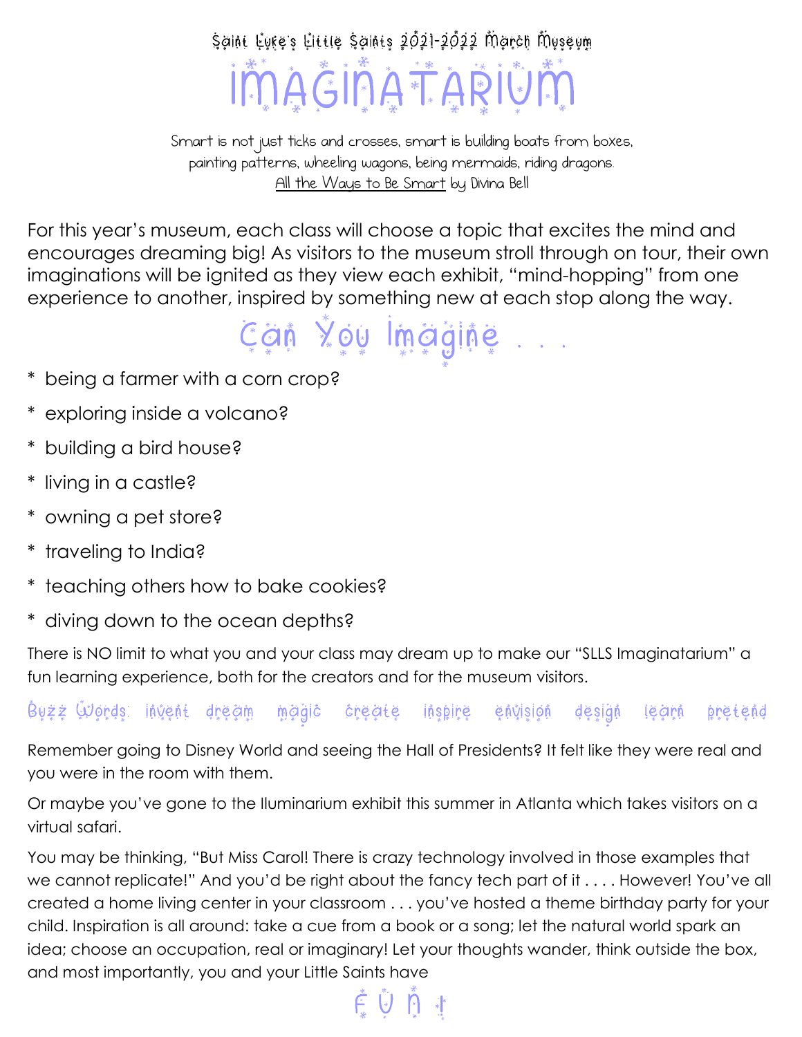Saint Luke's Little Saints 2021-2022 March Museum

# IMAGINATARIUM

Smart is not just ticks and crosses, smart is building boats from boxes, painting patterns, wheeling wagons, being mermaids, riding dragons.
All the Ways to Be Smart by Divina Bell

For this year's museum, each class will choose a topic that excites the mind and encourages dreaming big! As visitors to the museum stroll through on tour, their own imaginations will be ignited as they view each exhibit, "mind-hopping" from one experience to another, inspired by something new at each stop along the way.

## Can You Imagine . . .

* being a farmer with a corn crop?
* exploring inside a volcano?
* building a bird house?
* living in a castle?
* owning a pet store?
* traveling to India?
* teaching others how to bake cookies?
* diving down to the ocean depths?

There is NO limit to what you and your class may dream up to make our "SLLS Imaginatarium" a fun learning experience, both for the creators and for the museum visitors.

Buzz Words: invent dream magic create inspire envision design learn pretend

Remember going to Disney World and seeing the Hall of Presidents? It felt like they were real and you were in the room with them.

Or maybe you've gone to the Iluminarium exhibit this summer in Atlanta which takes visitors on a virtual safari.

You may be thinking, "But Miss Carol! There is crazy technology involved in those examples that we cannot replicate!" And you'd be right about the fancy tech part of it . . . . However! You've all created a home living center in your classroom . . . you've hosted a theme birthday party for your child. Inspiration is all around: take a cue from a book or a song; let the natural world spark an idea; choose an occupation, real or imaginary! Let your thoughts wander, think outside the box, and most importantly, you and your Little Saints have

FUN!